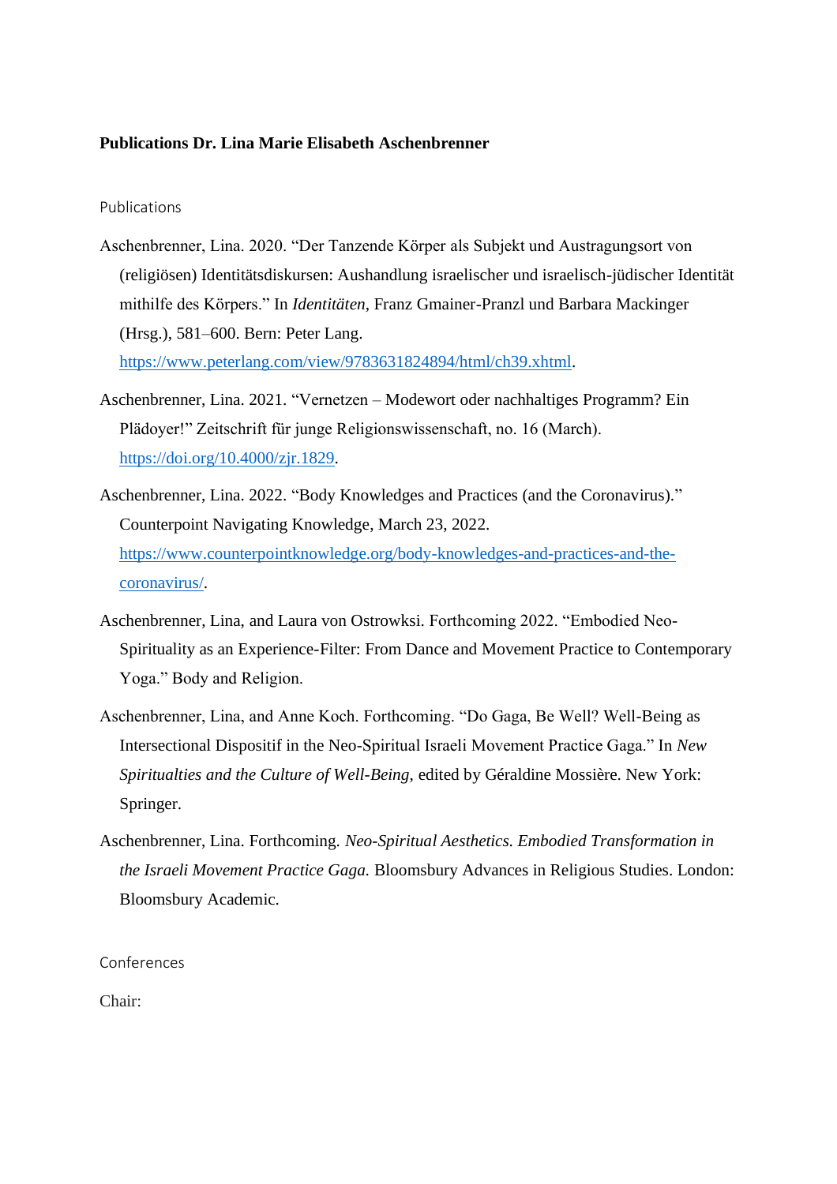**Publications Dr. Lina Marie Elisabeth Aschenbrenner**

Publications

Aschenbrenner, Lina. 2020. "Der Tanzende Körper als Subjekt und Austragungsort von (religiösen) Identitätsdiskursen: Aushandlung israelischer und israelisch-jüdischer Identität mithilfe des Körpers." In *Identitäten*, Franz Gmainer-Pranzl und Barbara Mackinger (Hrsg.), 581–600. Bern: Peter Lang. https://www.peterlang.com/view/9783631824894/html/ch39.xhtml.

Aschenbrenner, Lina. 2021. "Vernetzen – Modewort oder nachhaltiges Programm? Ein Plädoyer!" Zeitschrift für junge Religionswissenschaft, no. 16 (March). https://doi.org/10.4000/zjr.1829.

Aschenbrenner, Lina. 2022. "Body Knowledges and Practices (and the Coronavirus)." Counterpoint Navigating Knowledge, March 23, 2022. https://www.counterpointknowledge.org/body-knowledges-and-practices-and-the-coronavirus/.

Aschenbrenner, Lina, and Laura von Ostrowksi. Forthcoming 2022. "Embodied Neo-Spirituality as an Experience-Filter: From Dance and Movement Practice to Contemporary Yoga." Body and Religion.

Aschenbrenner, Lina, and Anne Koch. Forthcoming. "Do Gaga, Be Well? Well-Being as Intersectional Dispositif in the Neo-Spiritual Israeli Movement Practice Gaga." In *New Spiritualties and the Culture of Well-Being*, edited by Géraldine Mossière. New York: Springer.

Aschenbrenner, Lina. Forthcoming. *Neo-Spiritual Aesthetics. Embodied Transformation in the Israeli Movement Practice Gaga.* Bloomsbury Advances in Religious Studies. London: Bloomsbury Academic.

Conferences

Chair: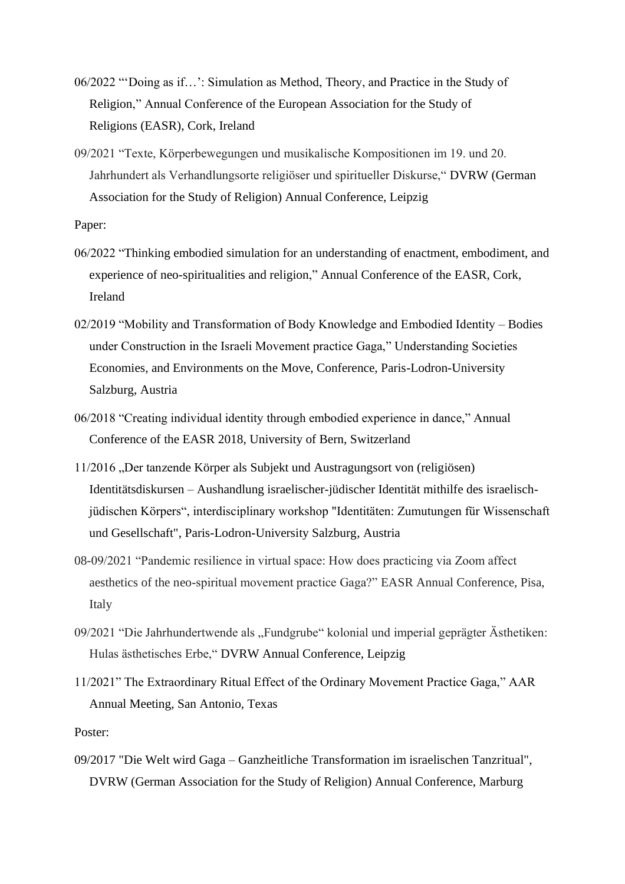06/2022 "'Doing as if…': Simulation as Method, Theory, and Practice in the Study of Religion," Annual Conference of the European Association for the Study of Religions (EASR), Cork, Ireland

09/2021 "Texte, Körperbewegungen und musikalische Kompositionen im 19. und 20. Jahrhundert als Verhandlungsorte religiöser und spiritueller Diskurse," DVRW (German Association for the Study of Religion) Annual Conference, Leipzig

Paper:

06/2022 "Thinking embodied simulation for an understanding of enactment, embodiment, and experience of neo-spiritualities and religion," Annual Conference of the EASR, Cork, Ireland

02/2019 "Mobility and Transformation of Body Knowledge and Embodied Identity – Bodies under Construction in the Israeli Movement practice Gaga," Understanding Societies Economies, and Environments on the Move, Conference, Paris-Lodron-University Salzburg, Austria

06/2018 "Creating individual identity through embodied experience in dance," Annual Conference of the EASR 2018, University of Bern, Switzerland

11/2016 „Der tanzende Körper als Subjekt und Austragungsort von (religiösen) Identitätsdiskursen – Aushandlung israelischer-jüdischer Identität mithilfe des israelisch-jüdischen Körpers", interdisciplinary workshop "Identitäten: Zumutungen für Wissenschaft und Gesellschaft", Paris-Lodron-University Salzburg, Austria

08-09/2021 "Pandemic resilience in virtual space: How does practicing via Zoom affect aesthetics of the neo-spiritual movement practice Gaga?" EASR Annual Conference, Pisa, Italy

09/2021 "Die Jahrhundertwende als „Fundgrube" kolonial und imperial geprägter Ästhetiken: Hulas ästhetisches Erbe," DVRW Annual Conference, Leipzig

11/2021" The Extraordinary Ritual Effect of the Ordinary Movement Practice Gaga," AAR Annual Meeting, San Antonio, Texas

Poster:

09/2017 "Die Welt wird Gaga – Ganzheitliche Transformation im israelischen Tanzritual", DVRW (German Association for the Study of Religion) Annual Conference, Marburg